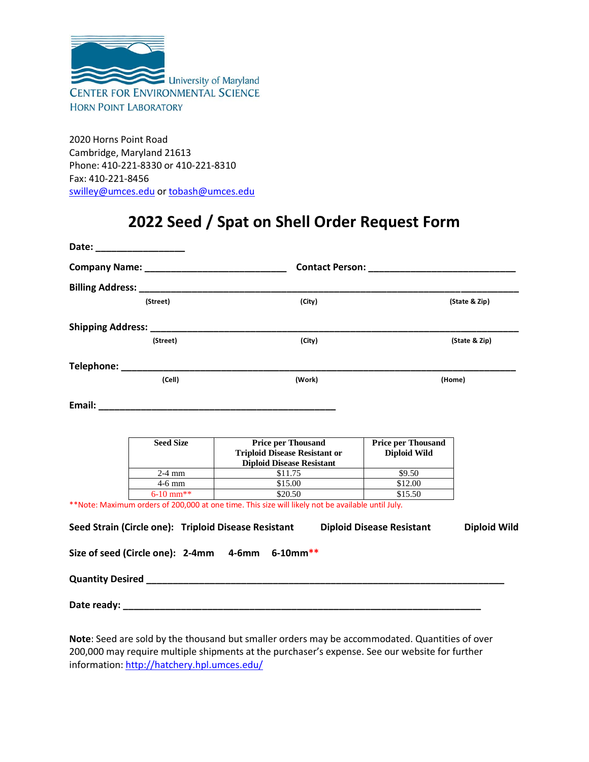University of Maryland
CENTER FOR ENVIRONMENTAL SCIENCE
HORN POINT LABORATORY

2020 Horns Point Road
Cambridge, Maryland 21613
Phone: 410-221-8330 or 410-221-8310
Fax: 410-221-8456
swilley@umces.edu or tobash@umces.edu

# 2022 Seed / Spat on Shell Order Request Form

**Date:** ________________

**Company Name:** __________________________ **Contact Person:** ___________________________

**Billing Address:** ______________________________________________________________________

(Street) (City) (State & Zip)

**Shipping Address:** _____________________________________________________________________

(Street) (City) (State & Zip)

**Telephone:** ___________________________________________________________________________

(Cell) (Work) (Home)

**Email:** ____________________________________________

| Seed Size | Price per Thousand Triploid Disease Resistant or Diploid Disease Resistant | Price per Thousand Diploid Wild |
|---|---|---|
| 2-4 mm | $11.75 | $9.50 |
| 4-6 mm | $15.00 | $12.00 |
| 6-10 mm** | $20.50 | $15.50 |

**Note: Maximum orders of 200,000 at one time. This size will likely not be available until July.

**Seed Strain (Circle one):** **Triploid Disease Resistant** **Diploid Disease Resistant** **Diploid Wild**

**Size of seed (Circle one):** **2-4mm** **4-6mm** **6-10mm****

**Quantity Desired** ___________________________________________________________________

**Date ready:** ______________________________________________________________________

**Note**: Seed are sold by the thousand but smaller orders may be accommodated. Quantities of over 200,000 may require multiple shipments at the purchaser's expense. See our website for further information: http://hatchery.hpl.umces.edu/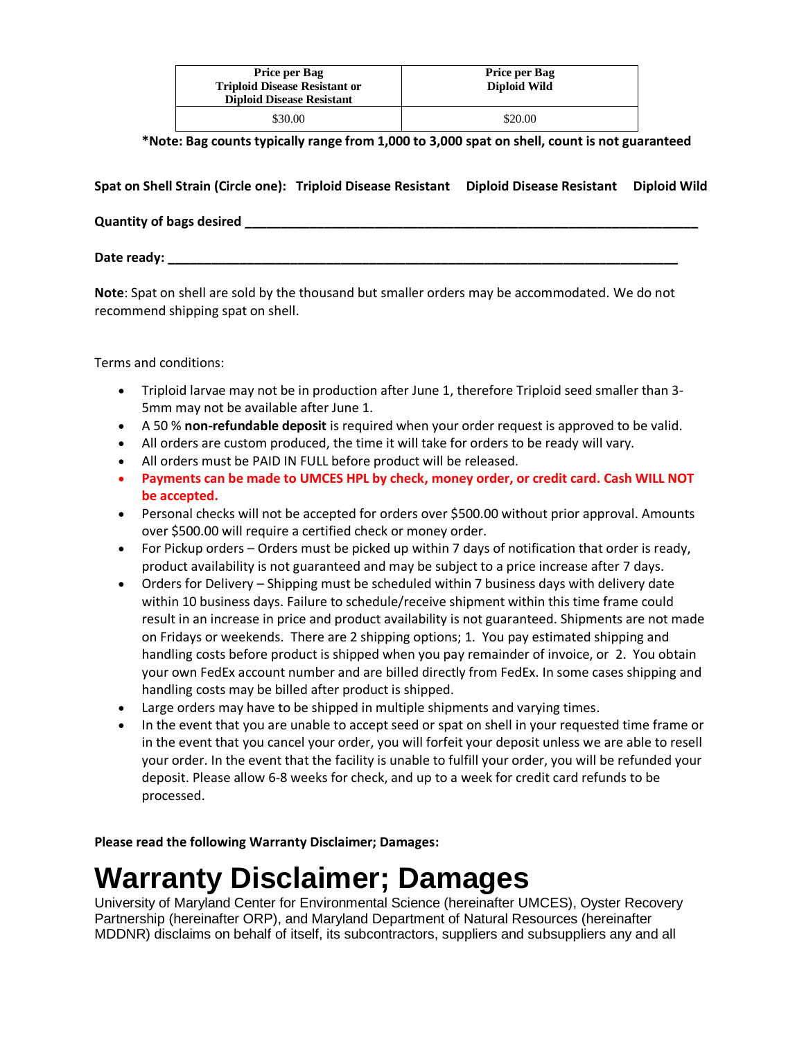| Price per Bag<br>Triploid Disease Resistant or<br>Diploid Disease Resistant | Price per Bag<br>Diploid Wild |
|---|---|
| $30.00 | $20.00 |

**\*Note: Bag counts typically range from 1,000 to 3,000 spat on shell, count is not guaranteed**

**Spat on Shell Strain (Circle one): Triploid Disease Resistant Diploid Disease Resistant Diploid Wild**

**Quantity of bags desired \_\_\_\_\_\_\_\_\_\_\_\_\_\_\_\_\_\_\_\_\_\_\_\_\_\_\_\_\_\_\_\_\_\_\_\_\_\_\_\_\_\_\_\_\_\_\_\_\_\_\_\_\_\_\_\_\_\_\_\_**

**Date ready: \_\_\_\_\_\_\_\_\_\_\_\_\_\_\_\_\_\_\_\_\_\_\_\_\_\_\_\_\_\_\_\_\_\_\_\_\_\_\_\_\_\_\_\_\_\_\_\_\_\_\_\_\_\_\_\_\_\_\_\_\_\_\_\_\_\_**

**Note**: Spat on shell are sold by the thousand but smaller orders may be accommodated. We do not recommend shipping spat on shell.

Terms and conditions:

- Triploid larvae may not be in production after June 1, therefore Triploid seed smaller than 3-5mm may not be available after June 1.
- A 50 % **non-refundable deposit** is required when your order request is approved to be valid.
- All orders are custom produced, the time it will take for orders to be ready will vary.
- All orders must be PAID IN FULL before product will be released.
- **Payments can be made to UMCES HPL by check, money order, or credit card. Cash WILL NOT be accepted.**
- Personal checks will not be accepted for orders over $500.00 without prior approval. Amounts over $500.00 will require a certified check or money order.
- For Pickup orders – Orders must be picked up within 7 days of notification that order is ready, product availability is not guaranteed and may be subject to a price increase after 7 days.
- Orders for Delivery – Shipping must be scheduled within 7 business days with delivery date within 10 business days. Failure to schedule/receive shipment within this time frame could result in an increase in price and product availability is not guaranteed. Shipments are not made on Fridays or weekends. There are 2 shipping options; 1. You pay estimated shipping and handling costs before product is shipped when you pay remainder of invoice, or 2. You obtain your own FedEx account number and are billed directly from FedEx. In some cases shipping and handling costs may be billed after product is shipped.
- Large orders may have to be shipped in multiple shipments and varying times.
- In the event that you are unable to accept seed or spat on shell in your requested time frame or in the event that you cancel your order, you will forfeit your deposit unless we are able to resell your order. In the event that the facility is unable to fulfill your order, you will be refunded your deposit. Please allow 6-8 weeks for check, and up to a week for credit card refunds to be processed.

**Please read the following Warranty Disclaimer; Damages:**

# Warranty Disclaimer; Damages

University of Maryland Center for Environmental Science (hereinafter UMCES), Oyster Recovery Partnership (hereinafter ORP), and Maryland Department of Natural Resources (hereinafter MDDNR) disclaims on behalf of itself, its subcontractors, suppliers and subsuppliers any and all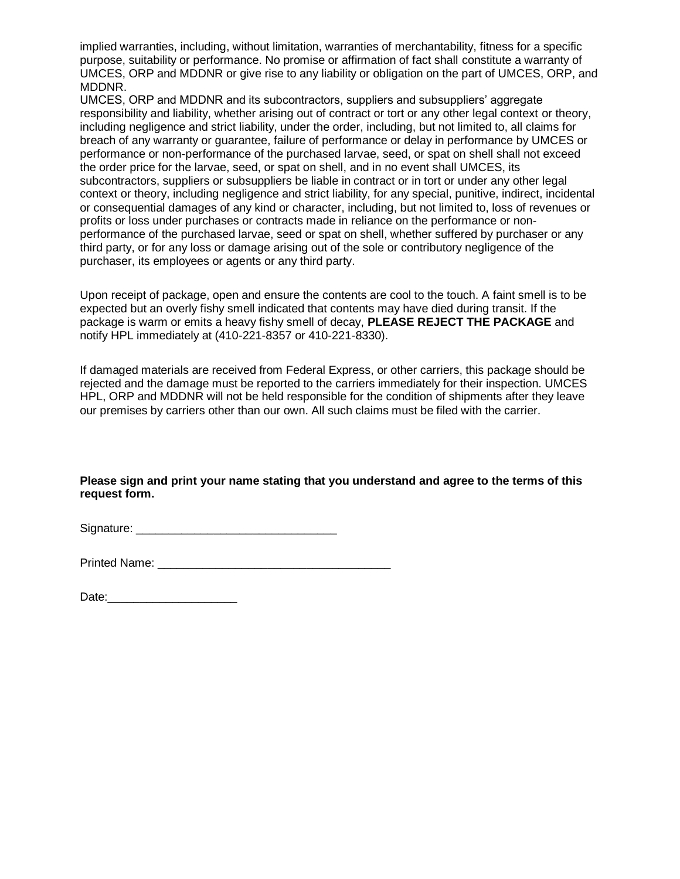implied warranties, including, without limitation, warranties of merchantability, fitness for a specific purpose, suitability or performance. No promise or affirmation of fact shall constitute a warranty of UMCES, ORP and MDDNR or give rise to any liability or obligation on the part of UMCES, ORP, and MDDNR.

UMCES, ORP and MDDNR and its subcontractors, suppliers and subsuppliers' aggregate responsibility and liability, whether arising out of contract or tort or any other legal context or theory, including negligence and strict liability, under the order, including, but not limited to, all claims for breach of any warranty or guarantee, failure of performance or delay in performance by UMCES or performance or non-performance of the purchased larvae, seed, or spat on shell shall not exceed the order price for the larvae, seed, or spat on shell, and in no event shall UMCES, its subcontractors, suppliers or subsuppliers be liable in contract or in tort or under any other legal context or theory, including negligence and strict liability, for any special, punitive, indirect, incidental or consequential damages of any kind or character, including, but not limited to, loss of revenues or profits or loss under purchases or contracts made in reliance on the performance or non-performance of the purchased larvae, seed or spat on shell, whether suffered by purchaser or any third party, or for any loss or damage arising out of the sole or contributory negligence of the purchaser, its employees or agents or any third party.

Upon receipt of package, open and ensure the contents are cool to the touch. A faint smell is to be expected but an overly fishy smell indicated that contents may have died during transit. If the package is warm or emits a heavy fishy smell of decay, **PLEASE REJECT THE PACKAGE** and notify HPL immediately at (410-221-8357 or 410-221-8330).

If damaged materials are received from Federal Express, or other carriers, this package should be rejected and the damage must be reported to the carriers immediately for their inspection. UMCES HPL, ORP and MDDNR will not be held responsible for the condition of shipments after they leave our premises by carriers other than our own. All such claims must be filed with the carrier.

**Please sign and print your name stating that you understand and agree to the terms of this request form.**

Signature: _______________________________

Printed Name: ____________________________________

Date:____________________